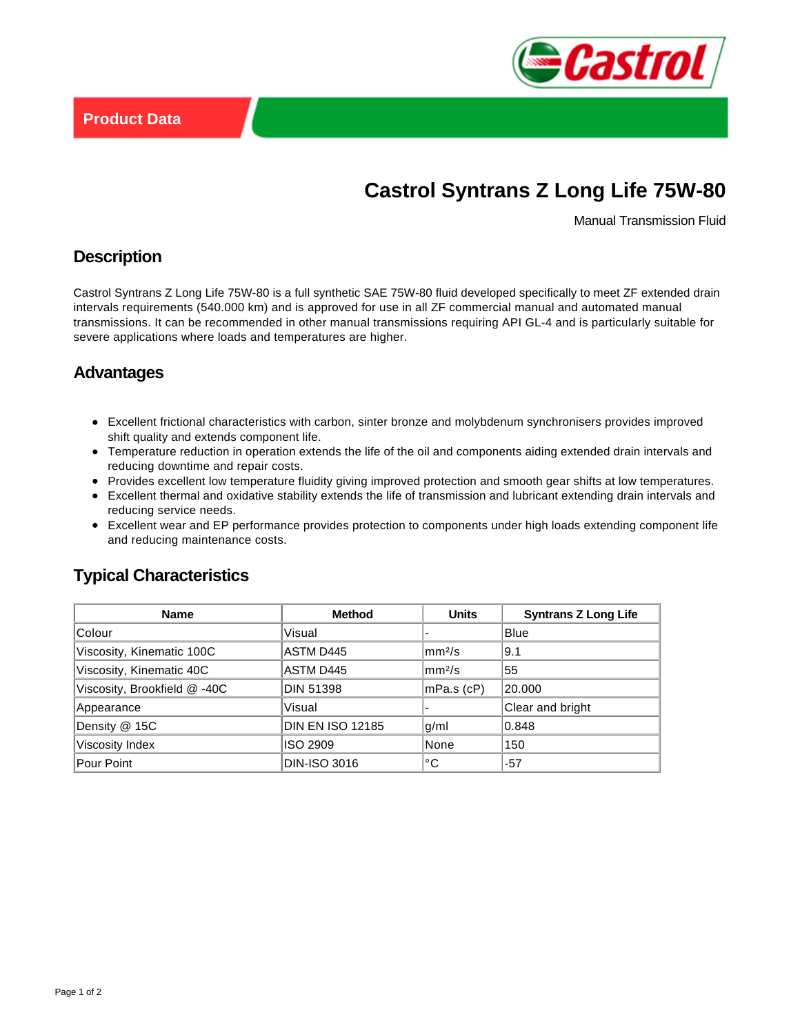Product Data

# Castrol Syntrans Z Long Life 75W-80

Manual Transmission Fluid

## Description

Castrol Syntrans Z Long Life 75W-80 is a full synthetic SAE 75W-80 fluid developed specifically to meet ZF extended drain intervals requirements (540.000 km) and is approved for use in all ZF commercial manual and automated manual transmissions. It can be recommended in other manual transmissions requiring API GL-4 and is particularly suitable for severe applications where loads and temperatures are higher.

## Advantages

- Excellent frictional characteristics with carbon, sinter bronze and molybdenum synchronisers provides improved shift quality and extends component life.
- Temperature reduction in operation extends the life of the oil and components aiding extended drain intervals and reducing downtime and repair costs.
- Provides excellent low temperature fluidity giving improved protection and smooth gear shifts at low temperatures.
- Excellent thermal and oxidative stability extends the life of transmission and lubricant extending drain intervals and reducing service needs.
- Excellent wear and EP performance provides protection to components under high loads extending component life and reducing maintenance costs.

## Typical Characteristics

| Name | Method | Units | Syntrans Z Long Life |
|---|---|---|---|
| Colour | Visual | - | Blue |
| Viscosity, Kinematic 100C | ASTM D445 | $mm^2/s$ | 9.1 |
| Viscosity, Kinematic 40C | ASTM D445 | $mm^2/s$ | 55 |
| Viscosity, Brookfield @ -40C | DIN 51398 | mPa.s (cP) | 20.000 |
| Appearance | Visual | - | Clear and bright |
| Density @ 15C | DIN EN ISO 12185 | g/ml | 0.848 |
| Viscosity Index | ISO 2909 | None | 150 |
| Pour Point | DIN-ISO 3016 | °C | -57 |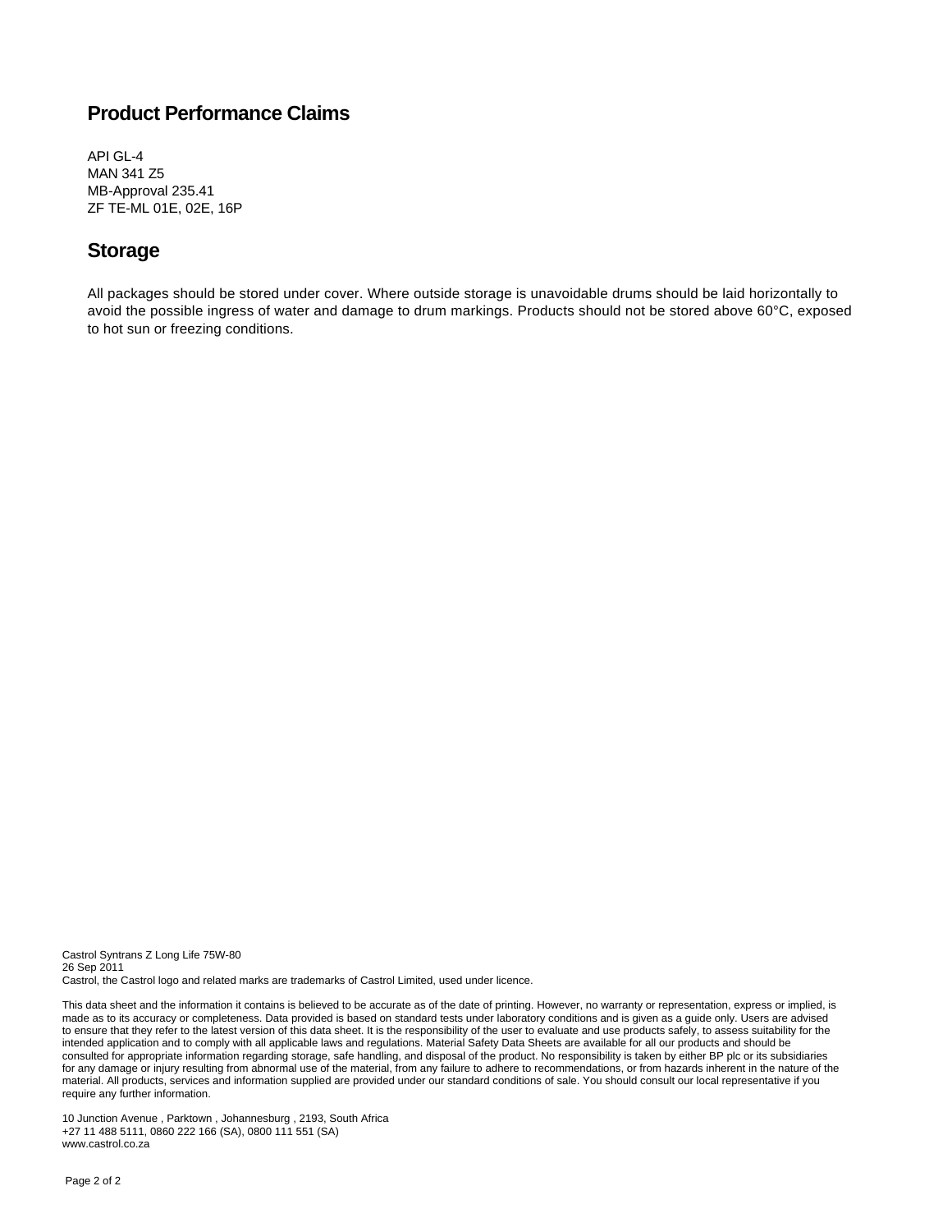## Product Performance Claims

API GL-4
MAN 341 Z5
MB-Approval 235.41
ZF TE-ML 01E, 02E, 16P

## Storage

All packages should be stored under cover. Where outside storage is unavoidable drums should be laid horizontally to avoid the possible ingress of water and damage to drum markings. Products should not be stored above 60°C, exposed to hot sun or freezing conditions.

Castrol Syntrans Z Long Life 75W-80
26 Sep 2011
Castrol, the Castrol logo and related marks are trademarks of Castrol Limited, used under licence.

This data sheet and the information it contains is believed to be accurate as of the date of printing. However, no warranty or representation, express or implied, is made as to its accuracy or completeness. Data provided is based on standard tests under laboratory conditions and is given as a guide only. Users are advised to ensure that they refer to the latest version of this data sheet. It is the responsibility of the user to evaluate and use products safely, to assess suitability for the intended application and to comply with all applicable laws and regulations. Material Safety Data Sheets are available for all our products and should be consulted for appropriate information regarding storage, safe handling, and disposal of the product. No responsibility is taken by either BP plc or its subsidiaries for any damage or injury resulting from abnormal use of the material, from any failure to adhere to recommendations, or from hazards inherent in the nature of the material. All products, services and information supplied are provided under our standard conditions of sale. You should consult our local representative if you require any further information.

10 Junction Avenue , Parktown , Johannesburg , 2193, South Africa
+27 11 488 5111, 0860 222 166 (SA), 0800 111 551 (SA)
www.castrol.co.za